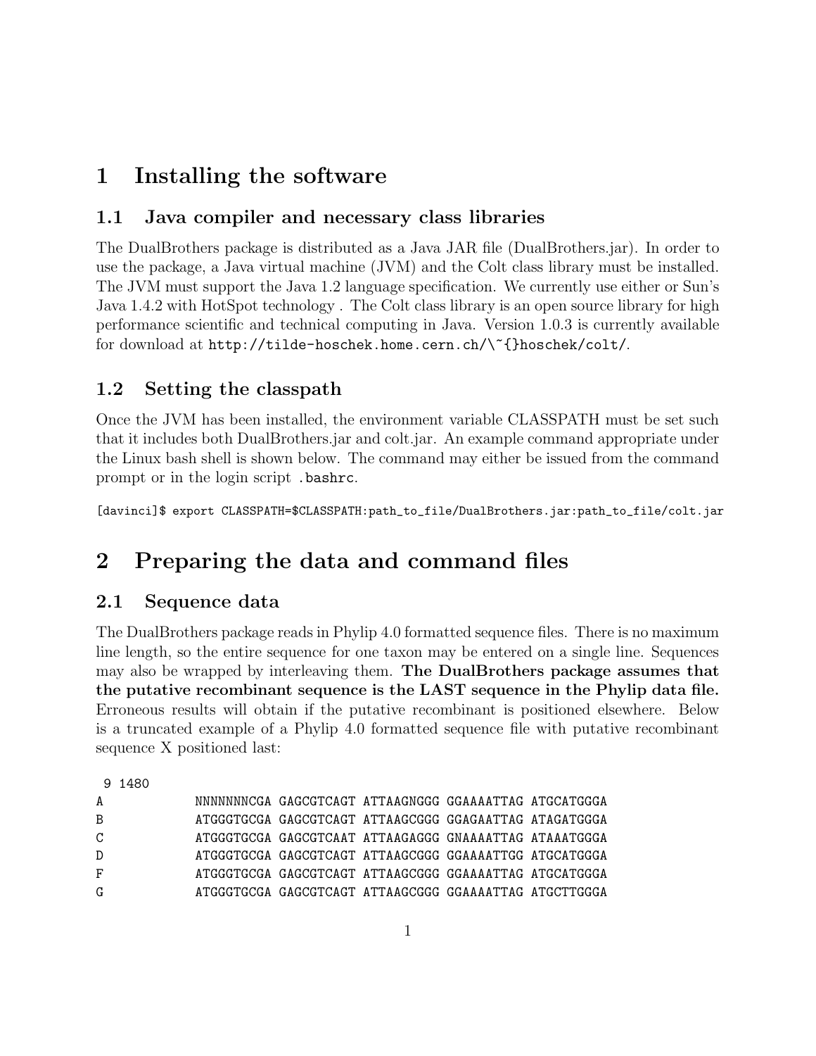# 1 Installing the software

## 1.1 Java compiler and necessary class libraries

The DualBrothers package is distributed as a Java JAR file (DualBrothers.jar). In order to use the package, a Java virtual machine (JVM) and the Colt class library must be installed. The JVM must support the Java 1.2 language specification. We currently use either or Sun's Java 1.4.2 with HotSpot technology . The Colt class library is an open source library for high performance scientific and technical computing in Java. Version 1.0.3 is currently available for download at `http://tilde-hoschek.home.cern.ch/\~{}hoschek/colt/`.

## 1.2 Setting the classpath

Once the JVM has been installed, the environment variable CLASSPATH must be set such that it includes both DualBrothers.jar and colt.jar. An example command appropriate under the Linux bash shell is shown below. The command may either be issued from the command prompt or in the login script `.bashrc`.

```
[davinci]$ export CLASSPATH=$CLASSPATH:path_to_file/DualBrothers.jar:path_to_file/colt.jar
```

# 2 Preparing the data and command files

## 2.1 Sequence data

The DualBrothers package reads in Phylip 4.0 formatted sequence files. There is no maximum line length, so the entire sequence for one taxon may be entered on a single line. Sequences may also be wrapped by interleaving them. **The DualBrothers package assumes that the putative recombinant sequence is the LAST sequence in the Phylip data file.** Erroneous results will obtain if the putative recombinant is positioned elsewhere. Below is a truncated example of a Phylip 4.0 formatted sequence file with putative recombinant sequence X positioned last:

```
 9 1480
A           NNNNNNNCGA GAGCGTCAGT ATTAAGNGGG GGAAAATTAG ATGCATGGGA
B           ATGGGTGCGA GAGCGTCAGT ATTAAGCGGG GGAGAATTAG ATAGATGGGA
C           ATGGGTGCGA GAGCGTCAAT ATTAAGAGGG GNAAAATTAG ATAAATGGGA
D           ATGGGTGCGA GAGCGTCAGT ATTAAGCGGG GGAAAATTGG ATGCATGGGA
F           ATGGGTGCGA GAGCGTCAGT ATTAAGCGGG GGAAAATTAG ATGCATGGGA
G           ATGGGTGCGA GAGCGTCAGT ATTAAGCGGG GGAAAATTAG ATGCTTGGGA
```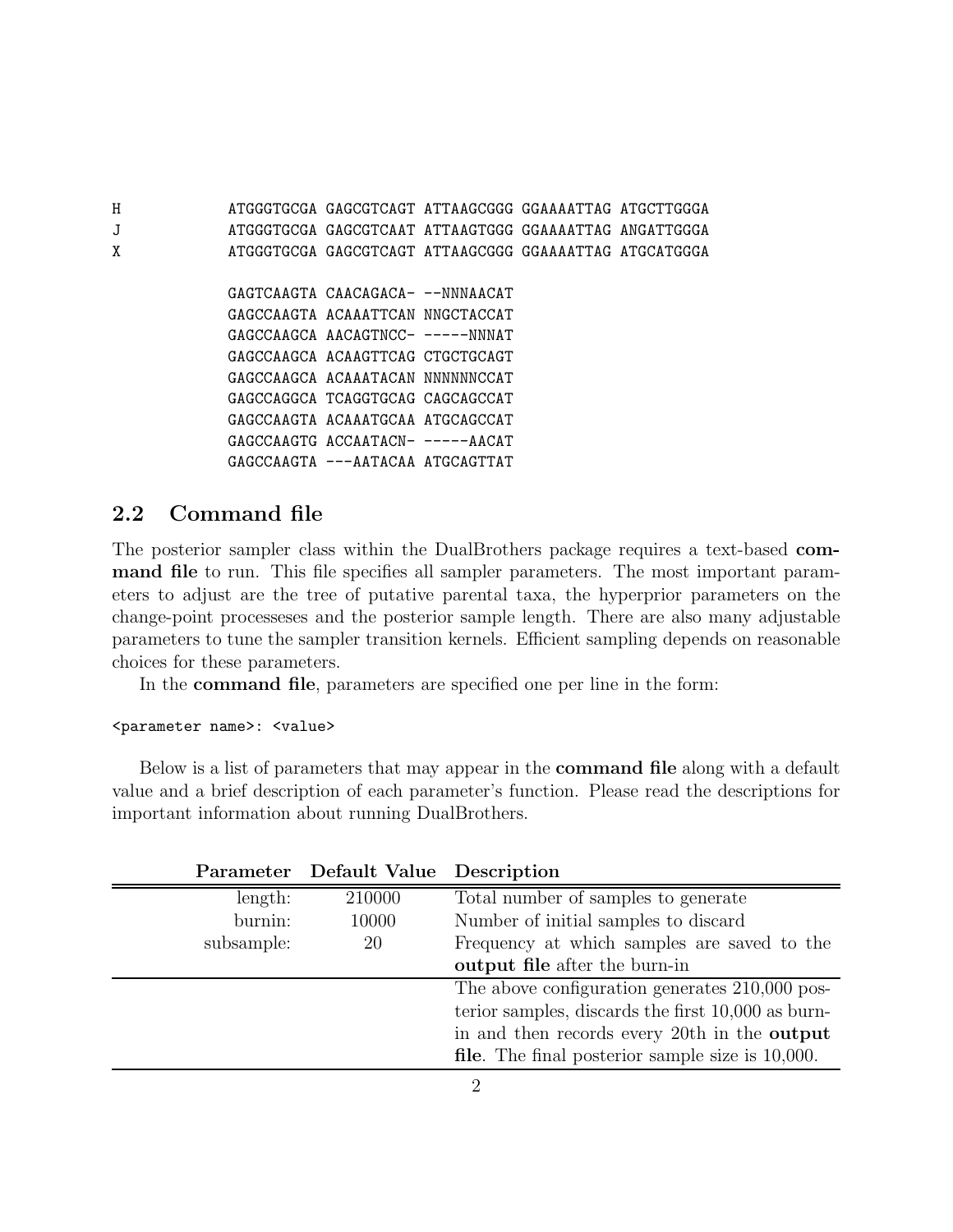```
H           ATGGGTGCGA GAGCGTCAGT ATTAAGCGGG GGAAAATTAG ATGCTTGGGA
J           ATGGGTGCGA GAGCGTCAAT ATTAAGTGGG GGAAAATTAG ANGATTGGGA
X           ATGGGTGCGA GAGCGTCAGT ATTAAGCGGG GGAAAATTAG ATGCATGGGA

            GAGTCAAGTA CAACAGACA- --NNNAACAT
            GAGCCAAGTA ACAAATTCAN NNGCTACCAT
            GAGCCAAGCA AACAGTNCC- -----NNNAT
            GAGCCAAGCA ACAAGTTCAG CTGCTGCAGT
            GAGCCAAGCA ACAAATACAN NNNNNNCCAT
            GAGCCAGGCA TCAGGTGCAG CAGCAGCCAT
            GAGCCAAGTA ACAAATGCAA ATGCAGCCAT
            GAGCCAAGTG ACCAATACN- -----AACAT
            GAGCCAAGTA ---AATACAA ATGCAGTTAT
```

## 2.2 Command file

The posterior sampler class within the DualBrothers package requires a text-based **command file** to run. This file specifies all sampler parameters. The most important parameters to adjust are the tree of putative parental taxa, the hyperprior parameters on the change-point processeses and the posterior sample length. There are also many adjustable parameters to tune the sampler transition kernels. Efficient sampling depends on reasonable choices for these parameters.

In the **command file**, parameters are specified one per line in the form:

```
<parameter name>: <value>
```

Below is a list of parameters that may appear in the **command file** along with a default value and a brief description of each parameter's function. Please read the descriptions for important information about running DualBrothers.

| Parameter | Default Value | Description |
|---|---|---|
| length: | 210000 | Total number of samples to generate |
| burnin: | 10000 | Number of initial samples to discard |
| subsample: | 20 | Frequency at which samples are saved to the **output file** after the burn-in |
| | | The above configuration generates 210,000 posterior samples, discards the first 10,000 as burn-in and then records every 20th in the **output file**. The final posterior sample size is 10,000. |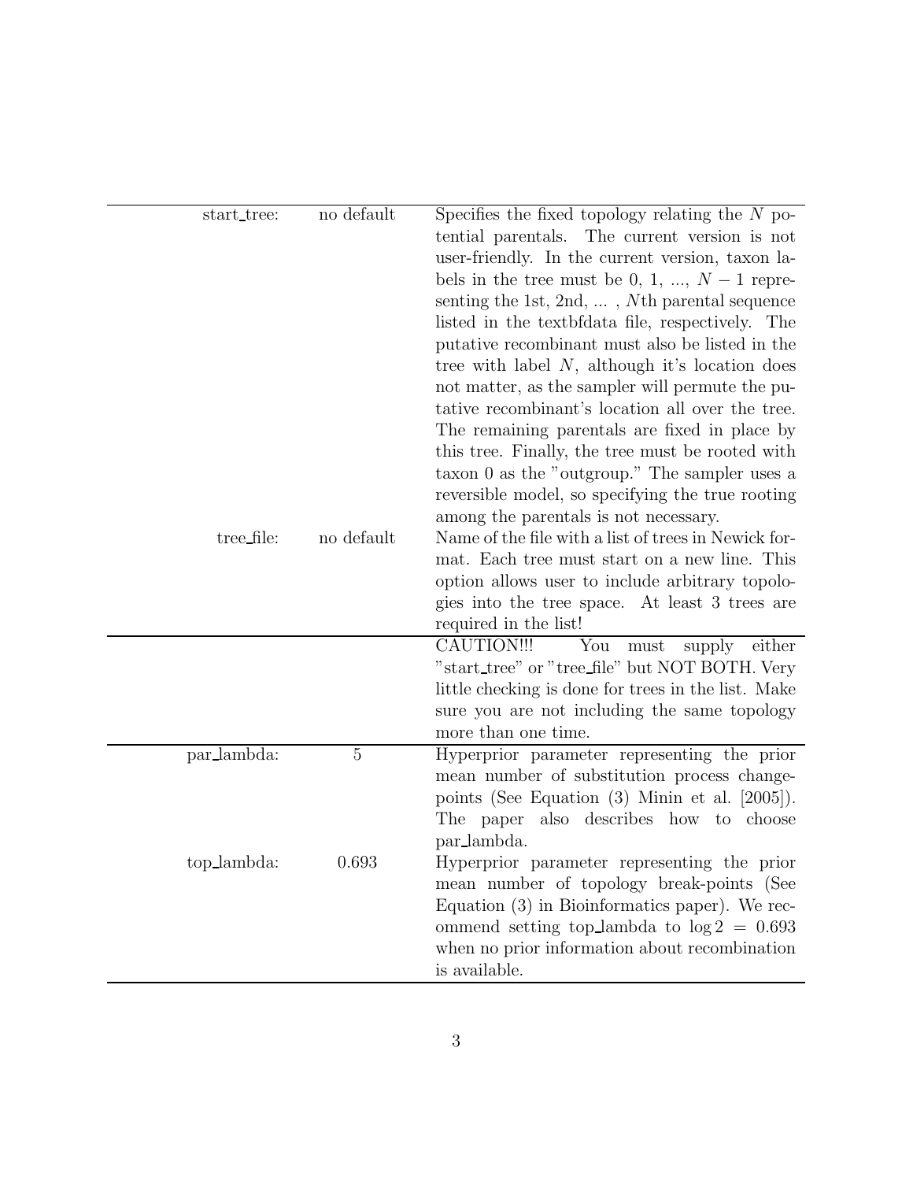| | | |
|---|---|---|
| start_tree: | no default | Specifies the fixed topology relating the $N$ potential parentals. The current version is not user-friendly. In the current version, taxon labels in the tree must be 0, 1, ..., $N-1$ representing the 1st, 2nd, ... , $N$th parental sequence listed in the textbfdata file, respectively. The putative recombinant must also be listed in the tree with label $N$, although it's location does not matter, as the sampler will permute the putative recombinant's location all over the tree. The remaining parentals are fixed in place by this tree. Finally, the tree must be rooted with taxon 0 as the "outgroup." The sampler uses a reversible model, so specifying the true rooting among the parentals is not necessary. |
| tree_file: | no default | Name of the file with a list of trees in Newick format. Each tree must start on a new line. This option allows user to include arbitrary topologies into the tree space. At least 3 trees are required in the list! |
| | | CAUTION!!! You must supply either "start_tree" or "tree_file" but NOT BOTH. Very little checking is done for trees in the list. Make sure you are not including the same topology more than one time. |
| par_lambda: | 5 | Hyperprior parameter representing the prior mean number of substitution process change-points (See Equation (3) Minin et al. [2005]). The paper also describes how to choose par_lambda. |
| top_lambda: | 0.693 | Hyperprior parameter representing the prior mean number of topology break-points (See Equation (3) in Bioinformatics paper). We recommend setting top_lambda to $\log 2 = 0.693$ when no prior information about recombination is available. |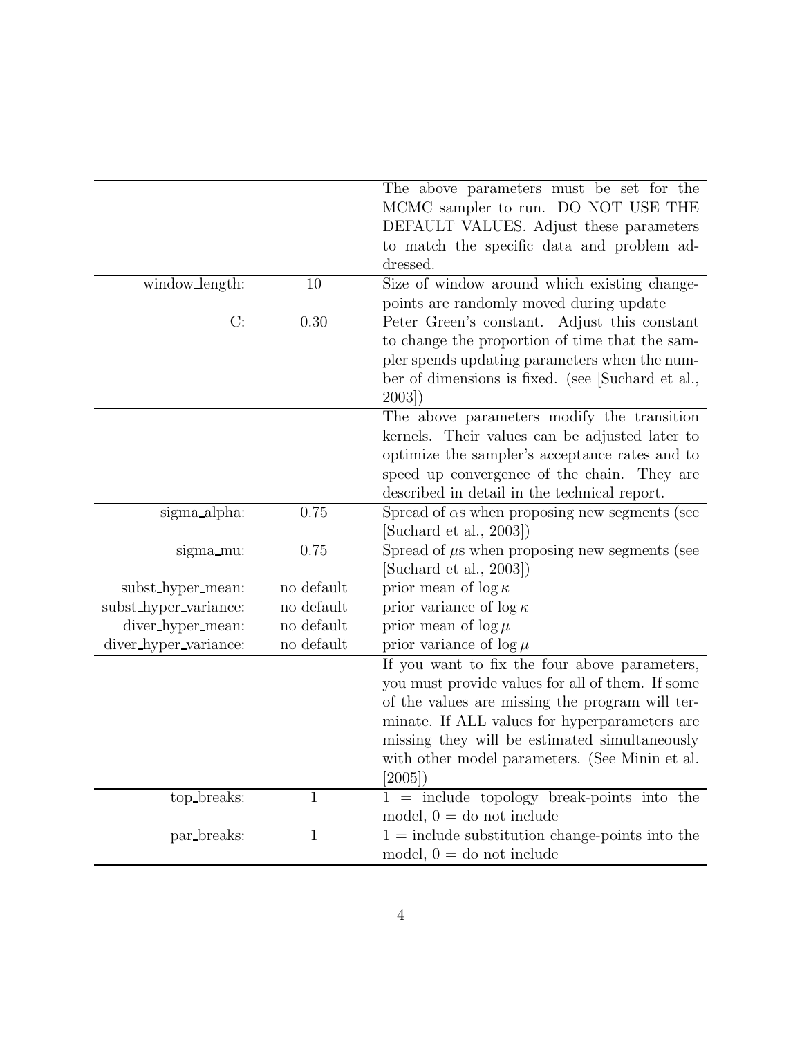| | | |
|---|---|---|
| | | The above parameters must be set for the MCMC sampler to run. DO NOT USE THE DEFAULT VALUES. Adjust these parameters to match the specific data and problem addressed. |
| window_length: | 10 | Size of window around which existing change-points are randomly moved during update |
| C: | 0.30 | Peter Green's constant. Adjust this constant to change the proportion of time that the sampler spends updating parameters when the number of dimensions is fixed. (see [Suchard et al., 2003]) |
| | | The above parameters modify the transition kernels. Their values can be adjusted later to optimize the sampler's acceptance rates and to speed up convergence of the chain. They are described in detail in the technical report. |
| sigma_alpha: | 0.75 | Spread of $\alpha$s when proposing new segments (see [Suchard et al., 2003]) |
| sigma_mu: | 0.75 | Spread of $\mu$s when proposing new segments (see [Suchard et al., 2003]) |
| subst_hyper_mean: | no default | prior mean of $\log \kappa$ |
| subst_hyper_variance: | no default | prior variance of $\log \kappa$ |
| diver_hyper_mean: | no default | prior mean of $\log \mu$ |
| diver_hyper_variance: | no default | prior variance of $\log \mu$ |
| | | If you want to fix the four above parameters, you must provide values for all of them. If some of the values are missing the program will terminate. If ALL values for hyperparameters are missing they will be estimated simultaneously with other model parameters. (See Minin et al. [2005]) |
| top_breaks: | 1 | 1 = include topology break-points into the model, 0 = do not include |
| par_breaks: | 1 | 1 = include substitution change-points into the model, 0 = do not include |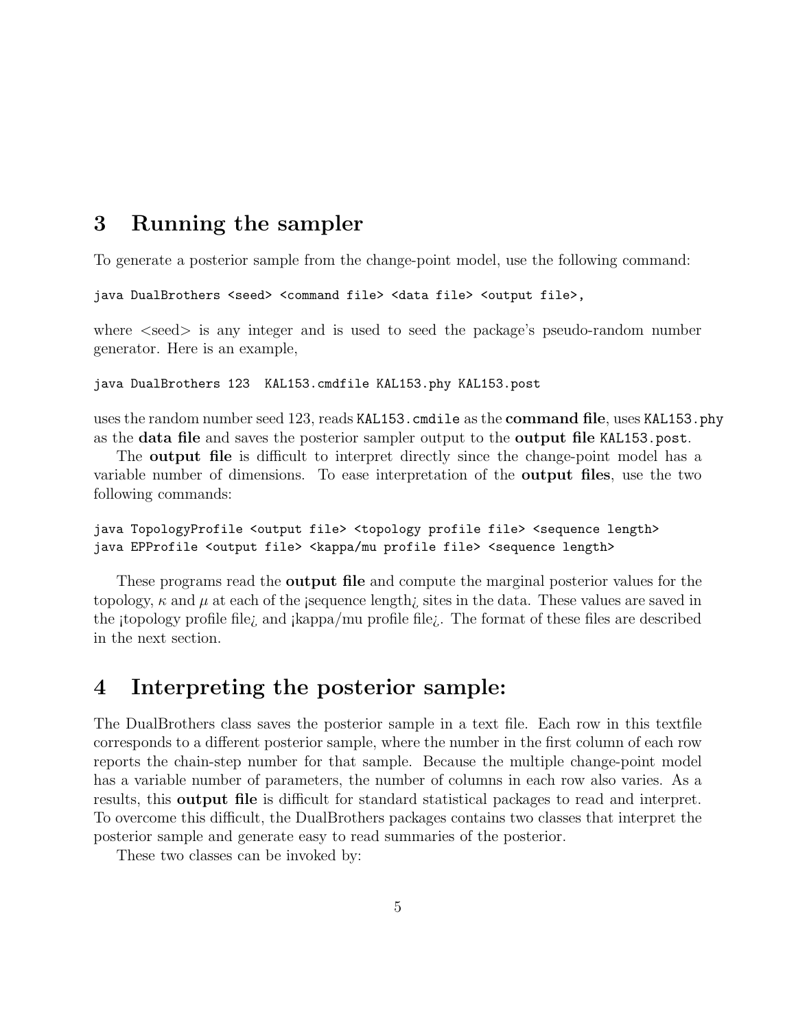## 3 Running the sampler

To generate a posterior sample from the change-point model, use the following command:

```
java DualBrothers <seed> <command file> <data file> <output file>,
```

where <seed> is any integer and is used to seed the package's pseudo-random number generator. Here is an example,

```
java DualBrothers 123  KAL153.cmdfile KAL153.phy KAL153.post
```

uses the random number seed 123, reads `KAL153.cmdile` as the **command file**, uses `KAL153.phy` as the **data file** and saves the posterior sampler output to the **output file** `KAL153.post`.

The **output file** is difficult to interpret directly since the change-point model has a variable number of dimensions. To ease interpretation of the **output files**, use the two following commands:

```
java TopologyProfile <output file> <topology profile file> <sequence length>
java EPProfile <output file> <kappa/mu profile file> <sequence length>
```

These programs read the **output file** and compute the marginal posterior values for the topology, $\kappa$ and $\mu$ at each of the ¡sequence length¿ sites in the data. These values are saved in the ¡topology profile file¿ and ¡kappa/mu profile file¿. The format of these files are described in the next section.

## 4 Interpreting the posterior sample:

The DualBrothers class saves the posterior sample in a text file. Each row in this textfile corresponds to a different posterior sample, where the number in the first column of each row reports the chain-step number for that sample. Because the multiple change-point model has a variable number of parameters, the number of columns in each row also varies. As a results, this **output file** is difficult for standard statistical packages to read and interpret. To overcome this difficult, the DualBrothers packages contains two classes that interpret the posterior sample and generate easy to read summaries of the posterior.

These two classes can be invoked by: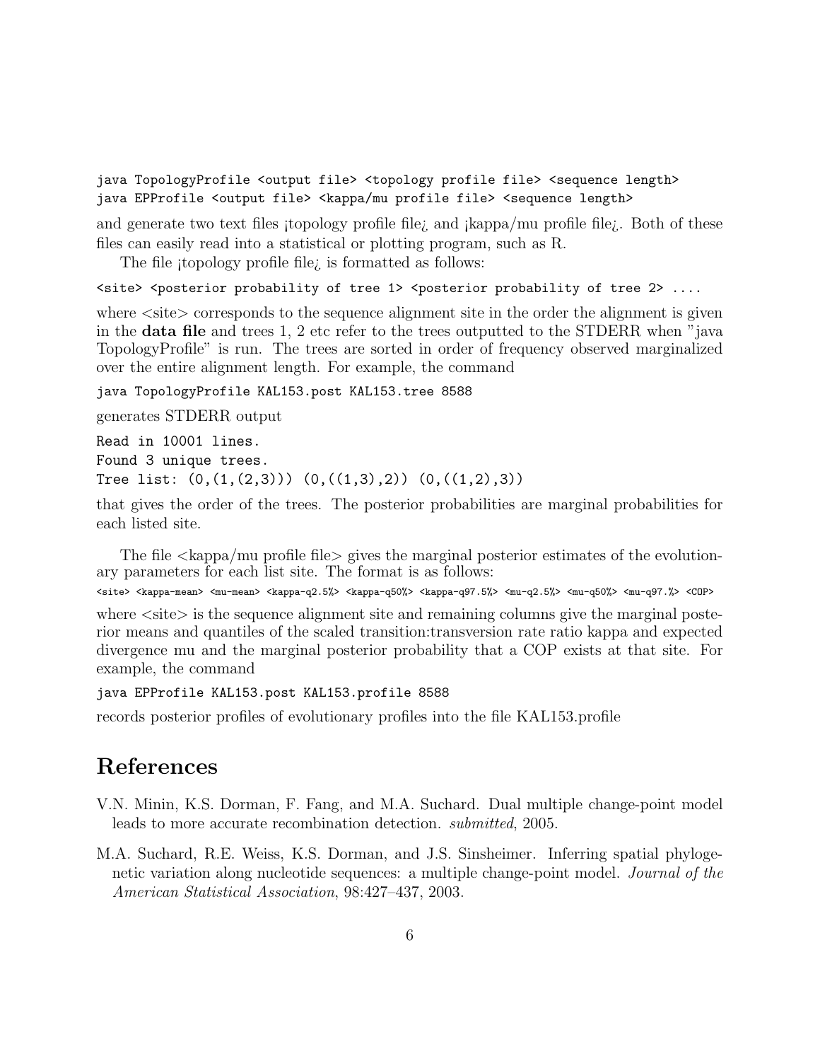```
java TopologyProfile <output file> <topology profile file> <sequence length>
java EPProfile <output file> <kappa/mu profile file> <sequence length>
```

and generate two text files ¡topology profile file¿ and ¡kappa/mu profile file¿. Both of these files can easily read into a statistical or plotting program, such as R.

The file ¡topology profile file¿ is formatted as follows:

```
<site> <posterior probability of tree 1> <posterior probability of tree 2> ....
```

where <site> corresponds to the sequence alignment site in the order the alignment is given in the **data file** and trees 1, 2 etc refer to the trees outputted to the STDERR when "java TopologyProfile" is run. The trees are sorted in order of frequency observed marginalized over the entire alignment length. For example, the command

```
java TopologyProfile KAL153.post KAL153.tree 8588
```

generates STDERR output

```
Read in 10001 lines.
Found 3 unique trees.
Tree list: (0,(1,(2,3))) (0,((1,3),2)) (0,((1,2),3))
```

that gives the order of the trees. The posterior probabilities are marginal probabilities for each listed site.

The file <kappa/mu profile file> gives the marginal posterior estimates of the evolutionary parameters for each list site. The format is as follows:

```
<site> <kappa-mean> <mu-mean> <kappa-q2.5%> <kappa-q50%> <kappa-q97.5%> <mu-q2.5%> <mu-q50%> <mu-q97.%> <COP>
```

where <site> is the sequence alignment site and remaining columns give the marginal posterior means and quantiles of the scaled transition:transversion rate ratio kappa and expected divergence mu and the marginal posterior probability that a COP exists at that site. For example, the command

```
java EPProfile KAL153.post KAL153.profile 8588
```

records posterior profiles of evolutionary profiles into the file KAL153.profile

# References

V.N. Minin, K.S. Dorman, F. Fang, and M.A. Suchard. Dual multiple change-point model leads to more accurate recombination detection. *submitted*, 2005.

M.A. Suchard, R.E. Weiss, K.S. Dorman, and J.S. Sinsheimer. Inferring spatial phylogenetic variation along nucleotide sequences: a multiple change-point model. *Journal of the American Statistical Association*, 98:427–437, 2003.